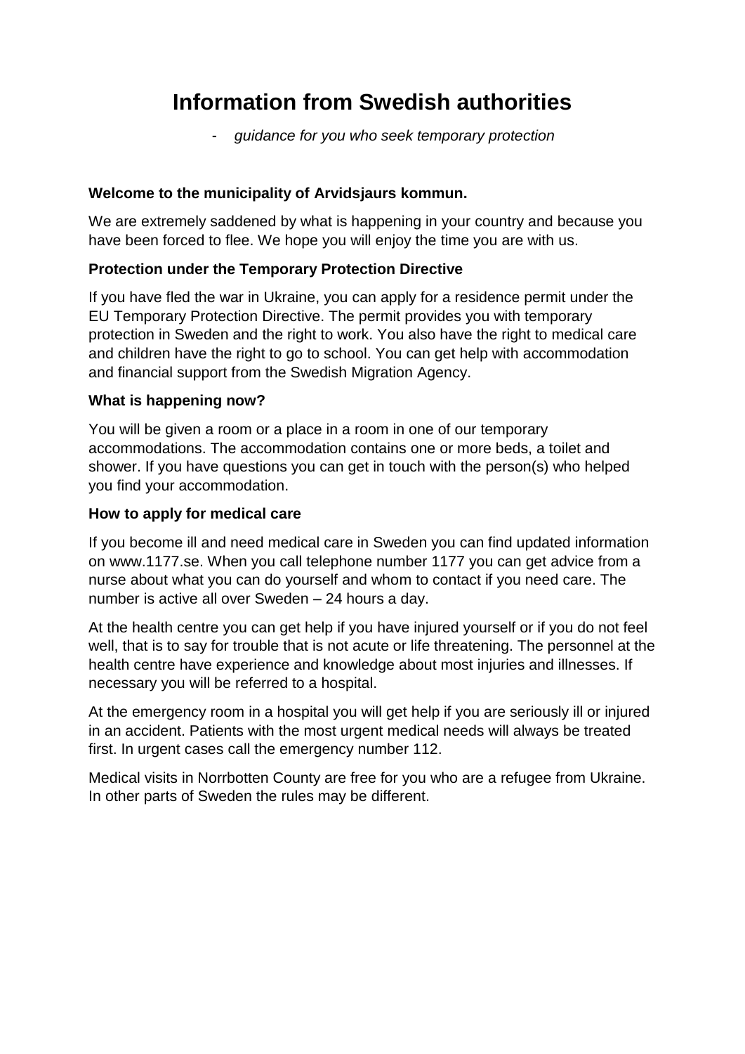# Information from Swedish authorities

- *guidance for you who seek temporary protection*

**Welcome to the municipality of Arvidsjaurs kommun.**

We are extremely saddened by what is happening in your country and because you have been forced to flee. We hope you will enjoy the time you are with us.

**Protection under the Temporary Protection Directive**

If you have fled the war in Ukraine, you can apply for a residence permit under the EU Temporary Protection Directive. The permit provides you with temporary protection in Sweden and the right to work. You also have the right to medical care and children have the right to go to school. You can get help with accommodation and financial support from the Swedish Migration Agency.

**What is happening now?**

You will be given a room or a place in a room in one of our temporary accommodations. The accommodation contains one or more beds, a toilet and shower. If you have questions you can get in touch with the person(s) who helped you find your accommodation.

**How to apply for medical care**

If you become ill and need medical care in Sweden you can find updated information on www.1177.se. When you call telephone number 1177 you can get advice from a nurse about what you can do yourself and whom to contact if you need care. The number is active all over Sweden – 24 hours a day.

At the health centre you can get help if you have injured yourself or if you do not feel well, that is to say for trouble that is not acute or life threatening. The personnel at the health centre have experience and knowledge about most injuries and illnesses. If necessary you will be referred to a hospital.

At the emergency room in a hospital you will get help if you are seriously ill or injured in an accident. Patients with the most urgent medical needs will always be treated first. In urgent cases call the emergency number 112.

Medical visits in Norrbotten County are free for you who are a refugee from Ukraine. In other parts of Sweden the rules may be different.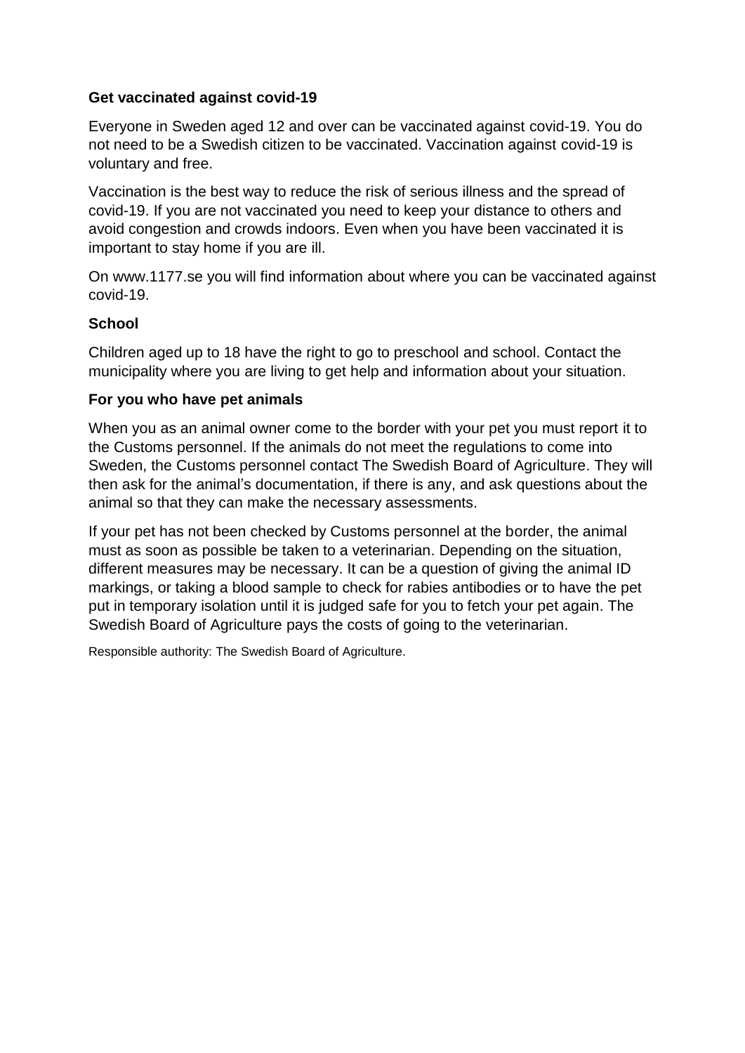## Get vaccinated against covid-19

Everyone in Sweden aged 12 and over can be vaccinated against covid-19. You do not need to be a Swedish citizen to be vaccinated. Vaccination against covid-19 is voluntary and free.

Vaccination is the best way to reduce the risk of serious illness and the spread of covid-19. If you are not vaccinated you need to keep your distance to others and avoid congestion and crowds indoors. Even when you have been vaccinated it is important to stay home if you are ill.

On www.1177.se you will find information about where you can be vaccinated against covid-19.

## School

Children aged up to 18 have the right to go to preschool and school. Contact the municipality where you are living to get help and information about your situation.

## For you who have pet animals

When you as an animal owner come to the border with your pet you must report it to the Customs personnel. If the animals do not meet the regulations to come into Sweden, the Customs personnel contact The Swedish Board of Agriculture. They will then ask for the animal's documentation, if there is any, and ask questions about the animal so that they can make the necessary assessments.

If your pet has not been checked by Customs personnel at the border, the animal must as soon as possible be taken to a veterinarian. Depending on the situation, different measures may be necessary. It can be a question of giving the animal ID markings, or taking a blood sample to check for rabies antibodies or to have the pet put in temporary isolation until it is judged safe for you to fetch your pet again. The Swedish Board of Agriculture pays the costs of going to the veterinarian.

Responsible authority: The Swedish Board of Agriculture.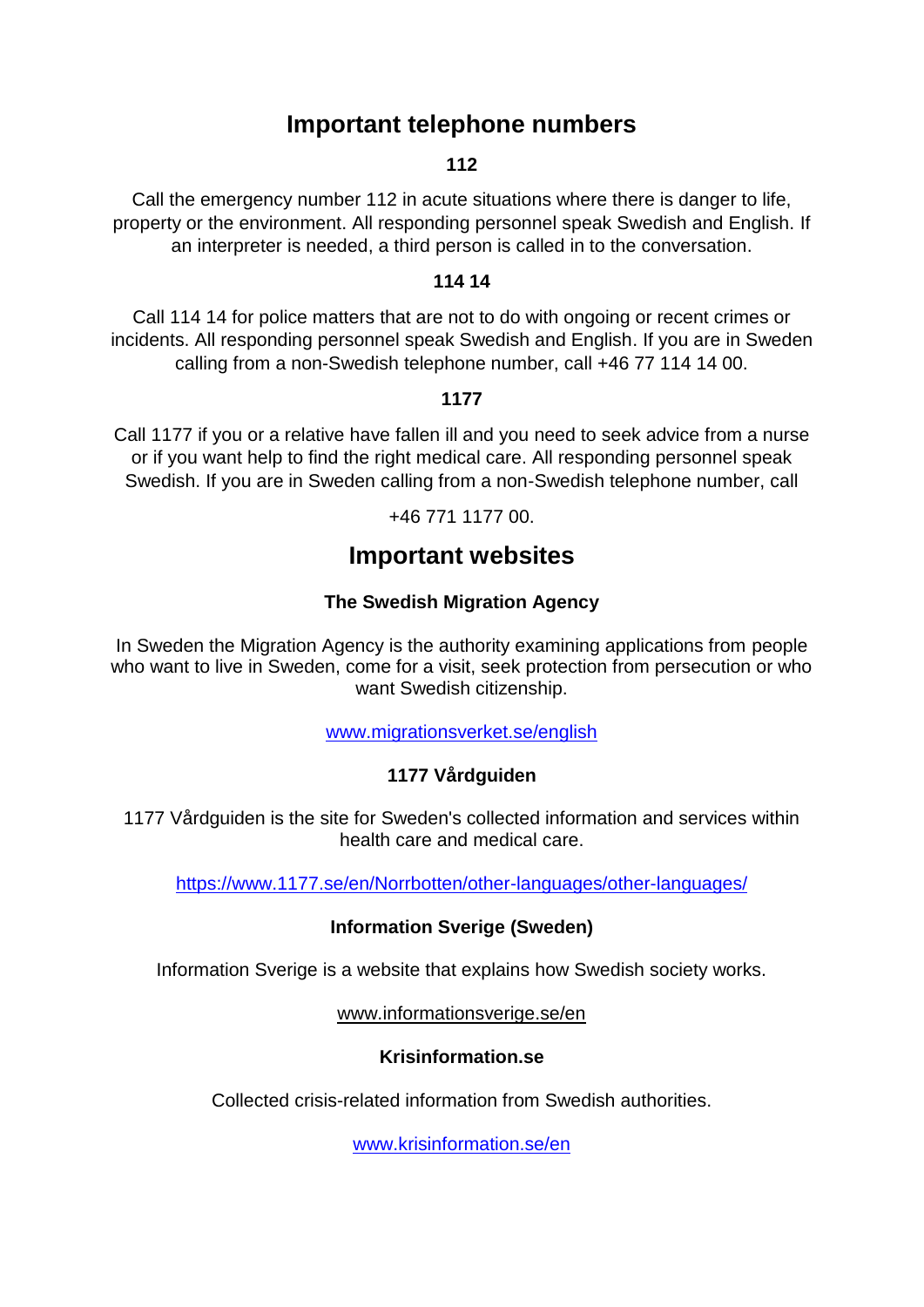# Important telephone numbers

### 112

Call the emergency number 112 in acute situations where there is danger to life, property or the environment. All responding personnel speak Swedish and English. If an interpreter is needed, a third person is called in to the conversation.

### 114 14

Call 114 14 for police matters that are not to do with ongoing or recent crimes or incidents. All responding personnel speak Swedish and English. If you are in Sweden calling from a non-Swedish telephone number, call +46 77 114 14 00.

### 1177

Call 1177 if you or a relative have fallen ill and you need to seek advice from a nurse or if you want help to find the right medical care. All responding personnel speak Swedish. If you are in Sweden calling from a non-Swedish telephone number, call

+46 771 1177 00.

# Important websites

### The Swedish Migration Agency

In Sweden the Migration Agency is the authority examining applications from people who want to live in Sweden, come for a visit, seek protection from persecution or who want Swedish citizenship.

www.migrationsverket.se/english

### 1177 Vårdguiden

1177 Vårdguiden is the site for Sweden's collected information and services within health care and medical care.

https://www.1177.se/en/Norrbotten/other-languages/other-languages/

### Information Sverige (Sweden)

Information Sverige is a website that explains how Swedish society works.

www.informationsverige.se/en

### Krisinformation.se

Collected crisis-related information from Swedish authorities.

www.krisinformation.se/en